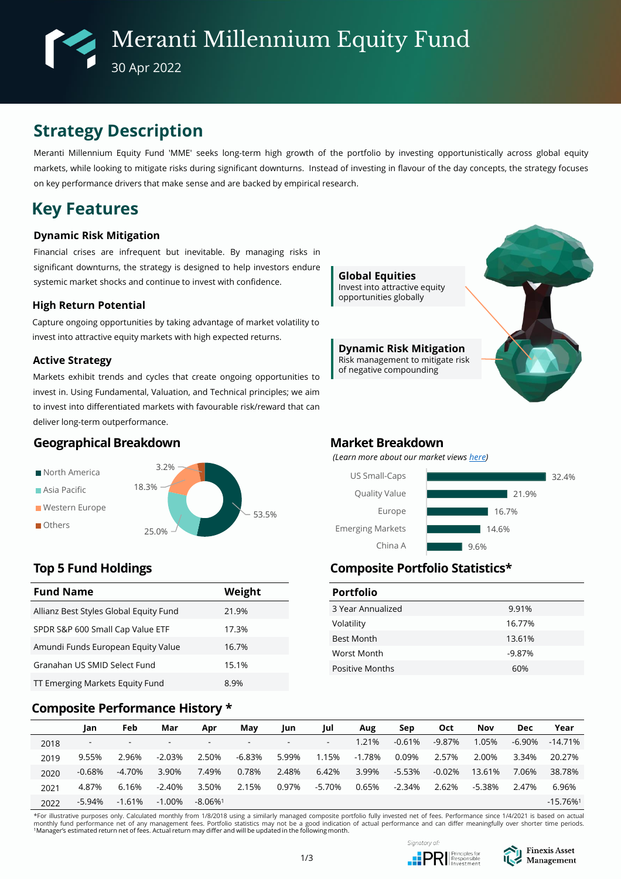# Meranti Millennium Equity Fund

30 Apr 2022

## Strategy Description

Meranti Millennium Equity Fund 'MME' seeks long-term high growth of the portfolio by investing opportunistically across global equity markets, while looking to mitigate risks during significant downturns. Instead of investing in flavour of the day concepts, the strategy focuses on key performance drivers that make sense and are backed by empirical research.

## Key Features

### Dynamic Risk Mitigation

Financial crises are infrequent but inevitable. By managing risks in significant downturns, the strategy is designed to help investors endure systemic market shocks and continue to invest with confidence.

### High Return Potential

Capture ongoing opportunities by taking advantage of market volatility to invest into attractive equity markets with high expected returns.

### Active Strategy

Markets exhibit trends and cycles that create ongoing opportunities to invest in. Using Fundamental, Valuation, and Technical principles; we aim to invest into differentiated markets with favourable risk/reward that can deliver long-term outperformance.

**Global Equities**
Invest into attractive equity opportunities globally

**Dynamic Risk Mitigation**
Risk management to mitigate risk of negative compounding

## Geographical Breakdown

| Region | Weight |
|---|---|
| North America | 53.5% |
| Asia Pacific | 25.0% |
| Western Europe | 18.3% |
| Others | 3.2% |

## Market Breakdown

*(Learn more about our market views here)*

| Market | Weight |
|---|---|
| US Small-Caps | 32.4% |
| Quality Value | 21.9% |
| Europe | 16.7% |
| Emerging Markets | 14.6% |
| China A | 9.6% |

## Top 5 Fund Holdings

| Fund Name | Weight |
|---|---|
| Allianz Best Styles Global Equity Fund | 21.9% |
| SPDR S&P 600 Small Cap Value ETF | 17.3% |
| Amundi Funds European Equity Value | 16.7% |
| Granahan US SMID Select Fund | 15.1% |
| TT Emerging Markets Equity Fund | 8.9% |

## Composite Portfolio Statistics*

| Portfolio | |
|---|---|
| 3 Year Annualized | 9.91% |
| Volatility | 16.77% |
| Best Month | 13.61% |
| Worst Month | -9.87% |
| Positive Months | 60% |

## Composite Performance History *

| | Jan | Feb | Mar | Apr | May | Jun | Jul | Aug | Sep | Oct | Nov | Dec | Year |
|---|---|---|---|---|---|---|---|---|---|---|---|---|---|
| 2018 | - | - | - | - | - | - | - | 1.21% | -0.61% | -9.87% | 1.05% | -6.90% | -14.71% |
| 2019 | 9.55% | 2.96% | -2.03% | 2.50% | -6.83% | 5.99% | 1.15% | -1.78% | 0.09% | 2.57% | 2.00% | 3.34% | 20.27% |
| 2020 | -0.68% | -4.70% | 3.90% | 7.49% | 0.78% | 2.48% | 6.42% | 3.99% | -5.53% | -0.02% | 13.61% | 7.06% | 38.78% |
| 2021 | 4.87% | 6.16% | -2.40% | 3.50% | 2.15% | 0.97% | -5.70% | 0.65% | -2.34% | 2.62% | -5.38% | 2.47% | 6.96% |
| 2022 | -5.94% | -1.61% | -1.00% | -8.06%[1] | | | | | | | | | -15.76%[1] |

*For illustrative purposes only. Calculated monthly from 1/8/2018 using a similarly managed composite portfolio fully invested net of fees. Performance since 1/4/2021 is based on actual monthly fund performance net of any management fees. Portfolio statistics may not be a good indication of actual performance and can differ meaningfully over shorter time periods.
[1]Manager's estimated return net of fees. Actual return may differ and will be updated in the following month.

Signatory of: PRI Principles for Responsible Investment

Finexis Asset Management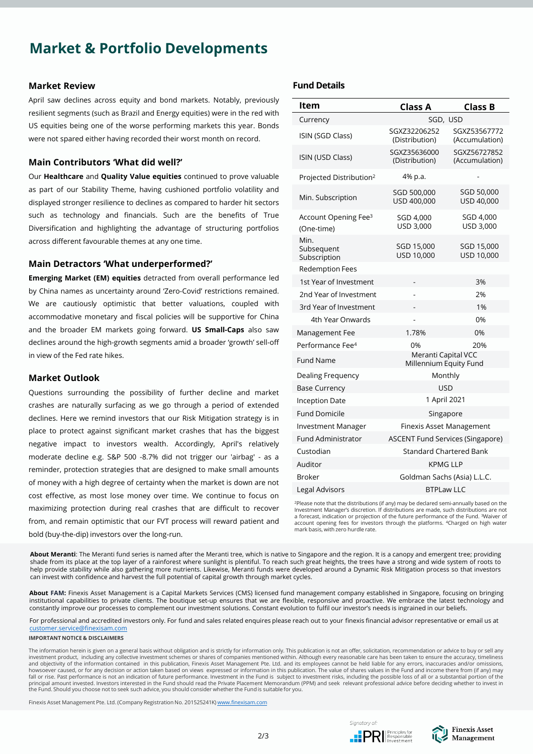# Market & Portfolio Developments

## Market Review

April saw declines across equity and bond markets. Notably, previously resilient segments (such as Brazil and Energy equities) were in the red with US equities being one of the worse performing markets this year. Bonds were not spared either having recorded their worst month on record.

## Main Contributors 'What did well?'

Our **Healthcare** and **Quality Value equities** continued to prove valuable as part of our Stability Theme, having cushioned portfolio volatility and displayed stronger resilience to declines as compared to harder hit sectors such as technology and financials. Such are the benefits of True Diversification and highlighting the advantage of structuring portfolios across different favourable themes at any one time.

## Main Detractors 'What underperformed?'

**Emerging Market (EM) equities** detracted from overall performance led by China names as uncertainty around 'Zero-Covid' restrictions remained. We are cautiously optimistic that better valuations, coupled with accommodative monetary and fiscal policies will be supportive for China and the broader EM markets going forward. **US Small-Caps** also saw declines around the high-growth segments amid a broader 'growth' sell-off in view of the Fed rate hikes.

## Market Outlook

Questions surrounding the possibility of further decline and market crashes are naturally surfacing as we go through a period of extended declines. Here we remind investors that our Risk Mitigation strategy is in place to protect against significant market crashes that has the biggest negative impact to investors wealth. Accordingly, April's relatively moderate decline e.g. S&P 500 -8.7% did not trigger our 'airbag' - as a reminder, protection strategies that are designed to make small amounts of money with a high degree of certainty when the market is down are not cost effective, as most lose money over time. We continue to focus on maximizing protection during real crashes that are difficult to recover from, and remain optimistic that our FVT process will reward patient and bold (buy-the-dip) investors over the long-run.

## Fund Details

| Item | Class A | Class B |
|---|---|---|
| Currency | SGD, USD | |
| ISIN (SGD Class) | SGXZ32206252 (Distribution) | SGXZ53567772 (Accumulation) |
| ISIN (USD Class) | SGXZ35636000 (Distribution) | SGXZ56727852 (Accumulation) |
| Projected Distribution[2] | 4% p.a. | - |
| Min. Subscription | SGD 500,000 USD 400,000 | SGD 50,000 USD 40,000 |
| Account Opening Fee[3] (One-time) | SGD 4,000 USD 3,000 | SGD 4,000 USD 3,000 |
| Min. Subsequent Subscription | SGD 15,000 USD 10,000 | SGD 15,000 USD 10,000 |
| Redemption Fees | | |
| 1st Year of Investment | - | 3% |
| 2nd Year of Investment | - | 2% |
| 3rd Year of Investment | - | 1% |
| 4th Year Onwards | - | 0% |
| Management Fee | 1.78% | 0% |
| Performance Fee[4] | 0% | 20% |
| Fund Name | Meranti Capital VCC Millennium Equity Fund | |
| Dealing Frequency | Monthly | |
| Base Currency | USD | |
| Inception Date | 1 April 2021 | |
| Fund Domicile | Singapore | |
| Investment Manager | Finexis Asset Management | |
| Fund Administrator | ASCENT Fund Services (Singapore) | |
| Custodian | Standard Chartered Bank | |
| Auditor | KPMG LLP | |
| Broker | Goldman Sachs (Asia) L.L.C. | |
| Legal Advisors | BTPLaw LLC | |

[2]Please note that the distributions (if any) may be declared semi-annually based on the Investment Manager's discretion. If distributions are made, such distributions are not a forecast, indication or projection of the future performance of the Fund. [3]Waiver of account opening fees for investors through the platforms. [4]Charged on high water mark basis, with zero hurdle rate.

**About Meranti**: The Meranti fund series is named after the Meranti tree, which is native to Singapore and the region. It is a canopy and emergent tree; providing shade from its place at the top layer of a rainforest where sunlight is plentiful. To reach such great heights, the trees have a strong and wide system of roots to help provide stability while also gathering more nutrients. Likewise, Meranti funds were developed around a Dynamic Risk Mitigation process so that investors can invest with confidence and harvest the full potential of capital growth through market cycles.

**About FAM:** Finexis Asset Management is a Capital Markets Services (CMS) licensed fund management company established in Singapore, focusing on bringing institutional capabilities to private clients. The boutique set-up ensures that we are flexible, responsive and proactive. We embrace the latest technology and constantly improve our processes to complement our investment solutions. Constant evolution to fulfil our investor's needs is ingrained in our beliefs.

For professional and accredited investors only. For fund and sales related enquires please reach out to your finexis financial advisor representative or email us at customer.service@finexisam.com

**IMPORTANT NOTICE & DISCLAIMERS**

The information herein is given on a general basis without obligation and is strictly for information only. This publication is not an offer, solicitation, recommendation or advice to buy or sell any investment product, including any collective investment schemes or shares of companies mentioned within. Although every reasonable care has been taken to ensure the accuracy, timeliness and objectivity of the information contained in this publication, Finexis Asset Management Pte. Ltd. and its employees cannot be held liable for any errors, inaccuracies and/or omissions, howsoever caused, or for any decision or action taken based on views expressed or information in this publication. The value of shares values in the Fund and income there from (if any) may fall or rise. Past performance is not an indication of future performance. Investment in the Fund is subject to investment risks, including the possible loss of all or a substantial portion of the principal amount invested. Investors interested in the Fund should read the Private Placement Memorandum (PPM) and seek relevant professional advice before deciding whether to invest in the Fund. Should you choose not to seek such advice, you should consider whether the Fund is suitable for you.

Finexis Asset Management Pte. Ltd. (Company Registration No. 201525241K) www.finexisam.com

Signatory of: PRI Principles for Responsible Investment

Finexis Asset Management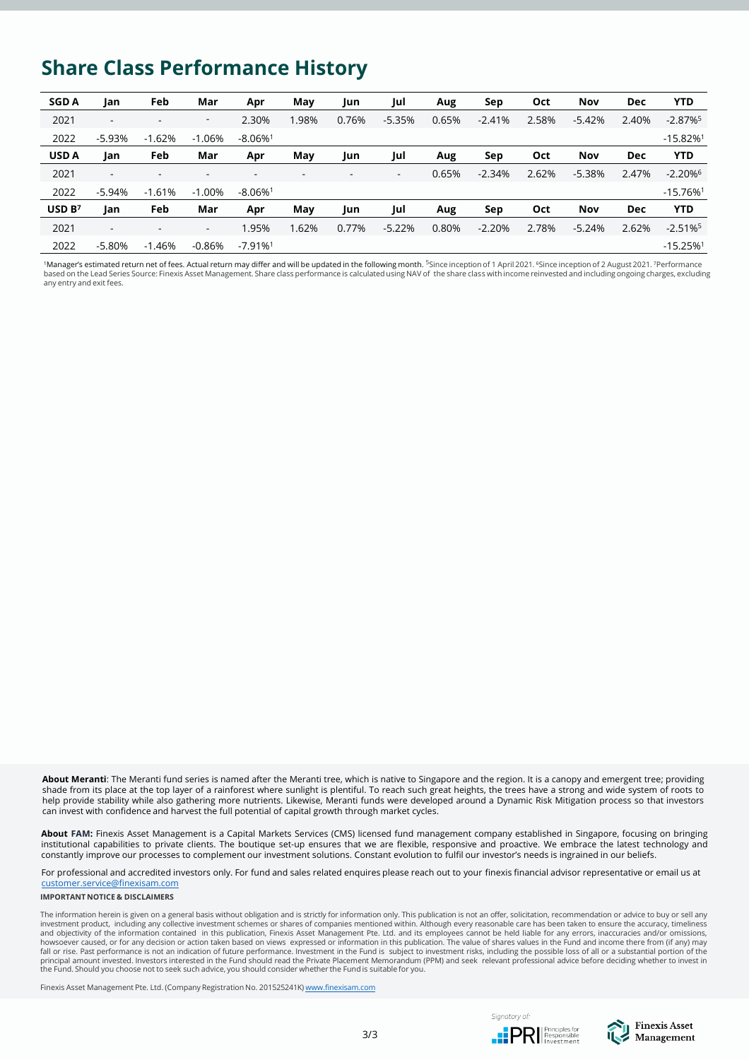## Share Class Performance History

| SGD A | Jan | Feb | Mar | Apr | May | Jun | Jul | Aug | Sep | Oct | Nov | Dec | YTD |
|---|---|---|---|---|---|---|---|---|---|---|---|---|---|
| 2021 | - | - | - | 2.30% | 1.98% | 0.76% | -5.35% | 0.65% | -2.41% | 2.58% | -5.42% | 2.40% | -2.87%[5] |
| 2022 | -5.93% | -1.62% | -1.06% | -8.06%[1] | | | | | | | | | -15.82%[1] |
| **USD A** | **Jan** | **Feb** | **Mar** | **Apr** | **May** | **Jun** | **Jul** | **Aug** | **Sep** | **Oct** | **Nov** | **Dec** | **YTD** |
| 2021 | - | - | - | - | - | - | - | 0.65% | -2.34% | 2.62% | -5.38% | 2.47% | -2.20%[6] |
| 2022 | -5.94% | -1.61% | -1.00% | -8.06%[1] | | | | | | | | | -15.76%[1] |
| **USD B[7]** | **Jan** | **Feb** | **Mar** | **Apr** | **May** | **Jun** | **Jul** | **Aug** | **Sep** | **Oct** | **Nov** | **Dec** | **YTD** |
| 2021 | - | - | - | 1.95% | 1.62% | 0.77% | -5.22% | 0.80% | -2.20% | 2.78% | -5.24% | 2.62% | -2.51%[5] |
| 2022 | -5.80% | -1.46% | -0.86% | -7.91%[1] | | | | | | | | | -15.25%[1] |

[1]Manager's estimated return net of fees. Actual return may differ and will be updated in the following month. [5]Since inception of 1 April 2021. [6]Since inception of 2 August 2021. [7]Performance based on the Lead Series Source: Finexis Asset Management. Share class performance is calculated using NAV of the share class with income reinvested and including ongoing charges, excluding any entry and exit fees.

**About Meranti**: The Meranti fund series is named after the Meranti tree, which is native to Singapore and the region. It is a canopy and emergent tree; providing shade from its place at the top layer of a rainforest where sunlight is plentiful. To reach such great heights, the trees have a strong and wide system of roots to help provide stability while also gathering more nutrients. Likewise, Meranti funds were developed around a Dynamic Risk Mitigation process so that investors can invest with confidence and harvest the full potential of capital growth through market cycles.

**About FAM:** Finexis Asset Management is a Capital Markets Services (CMS) licensed fund management company established in Singapore, focusing on bringing institutional capabilities to private clients. The boutique set-up ensures that we are flexible, responsive and proactive. We embrace the latest technology and constantly improve our processes to complement our investment solutions. Constant evolution to fulfil our investor's needs is ingrained in our beliefs.

For professional and accredited investors only. For fund and sales related enquires please reach out to your finexis financial advisor representative or email us at customer.service@finexisam.com

**IMPORTANT NOTICE & DISCLAIMERS**

The information herein is given on a general basis without obligation and is strictly for information only. This publication is not an offer, solicitation, recommendation or advice to buy or sell any investment product, including any collective investment schemes or shares of companies mentioned within. Although every reasonable care has been taken to ensure the accuracy, timeliness and objectivity of the information contained in this publication, Finexis Asset Management Pte. Ltd. and its employees cannot be held liable for any errors, inaccuracies and/or omissions, howsoever caused, or for any decision or action taken based on views expressed or information in this publication. The value of shares values in the Fund and income there from (if any) may fall or rise. Past performance is not an indication of future performance. Investment in the Fund is subject to investment risks, including the possible loss of all or a substantial portion of the principal amount invested. Investors interested in the Fund should read the Private Placement Memorandum (PPM) and seek relevant professional advice before deciding whether to invest in the Fund. Should you choose not to seek such advice, you should consider whether the Fund is suitable for you.

Finexis Asset Management Pte. Ltd. (Company Registration No. 201525241K) www.finexisam.com

Signatory of: PRI Principles for Responsible Investment

Finexis Asset Management